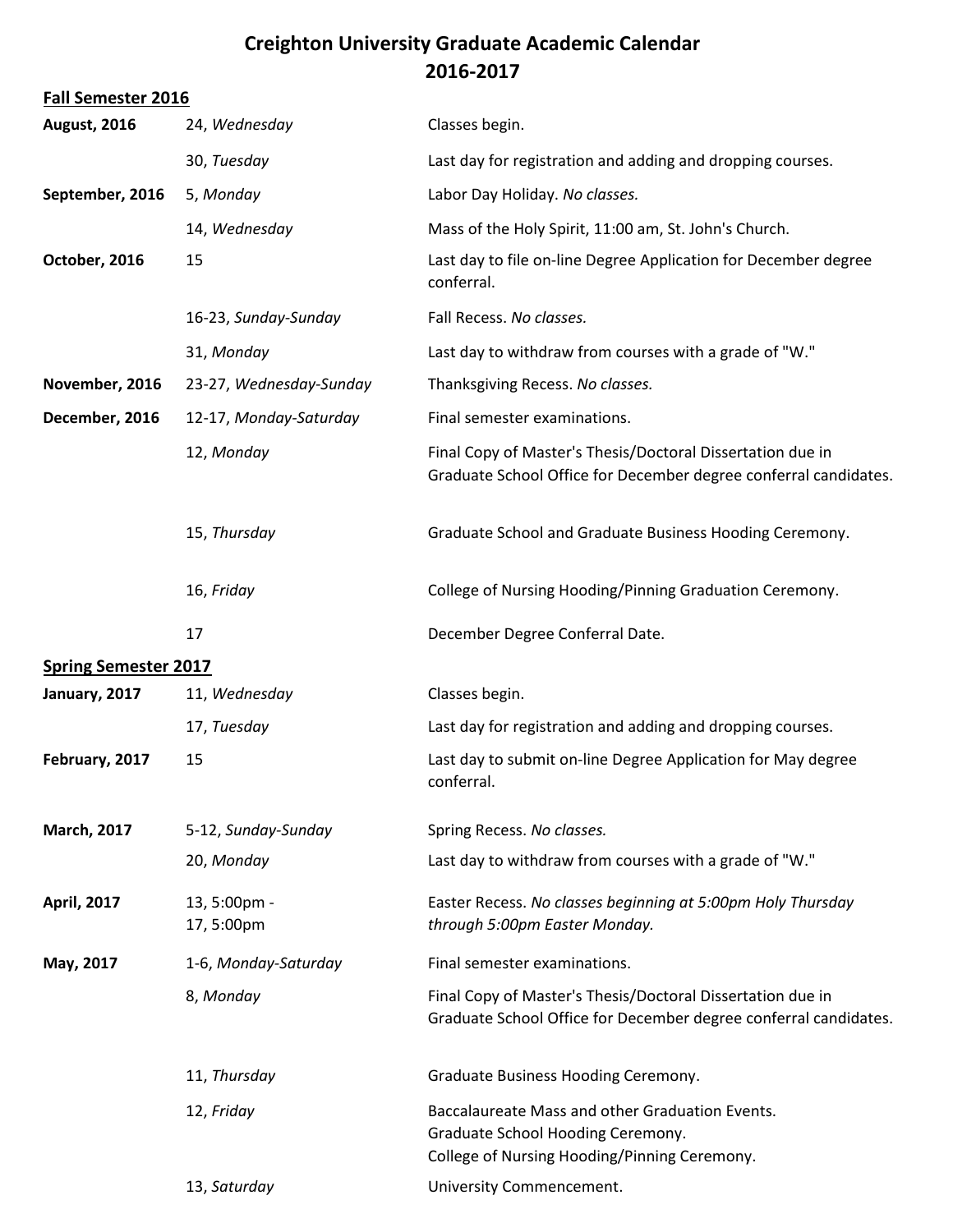# Creighton University Graduate Academic Calendar
# 2016-2017

## Fall Semester 2016

| | | |
|---|---|---|
| **August, 2016** | 24, *Wednesday* | Classes begin. |
| | 30, *Tuesday* | Last day for registration and adding and dropping courses. |
| **September, 2016** | 5, *Monday* | Labor Day Holiday. *No classes.* |
| | 14, *Wednesday* | Mass of the Holy Spirit, 11:00 am, St. John's Church. |
| **October, 2016** | 15 | Last day to file on-line Degree Application for December degree conferral. |
| | 16-23, *Sunday-Sunday* | Fall Recess. *No classes.* |
| | 31, *Monday* | Last day to withdraw from courses with a grade of "W." |
| **November, 2016** | 23-27, *Wednesday-Sunday* | Thanksgiving Recess. *No classes.* |
| **December, 2016** | 12-17, *Monday-Saturday* | Final semester examinations. |
| | 12, *Monday* | Final Copy of Master's Thesis/Doctoral Dissertation due in Graduate School Office for December degree conferral candidates. |
| | 15, *Thursday* | Graduate School and Graduate Business Hooding Ceremony. |
| | 16, *Friday* | College of Nursing Hooding/Pinning Graduation Ceremony. |
| | 17 | December Degree Conferral Date. |

## Spring Semester 2017

| | | |
|---|---|---|
| **January, 2017** | 11, *Wednesday* | Classes begin. |
| | 17, *Tuesday* | Last day for registration and adding and dropping courses. |
| **February, 2017** | 15 | Last day to submit on-line Degree Application for May degree conferral. |
| **March, 2017** | 5-12, *Sunday-Sunday* | Spring Recess. *No classes.* |
| | 20, *Monday* | Last day to withdraw from courses with a grade of "W." |
| **April, 2017** | 13, 5:00pm - 17, 5:00pm | Easter Recess. *No classes beginning at 5:00pm Holy Thursday through 5:00pm Easter Monday.* |
| **May, 2017** | 1-6, *Monday-Saturday* | Final semester examinations. |
| | 8, *Monday* | Final Copy of Master's Thesis/Doctoral Dissertation due in Graduate School Office for December degree conferral candidates. |
| | 11, *Thursday* | Graduate Business Hooding Ceremony. |
| | 12, *Friday* | Baccalaureate Mass and other Graduation Events. Graduate School Hooding Ceremony. College of Nursing Hooding/Pinning Ceremony. |
| | 13, *Saturday* | University Commencement. |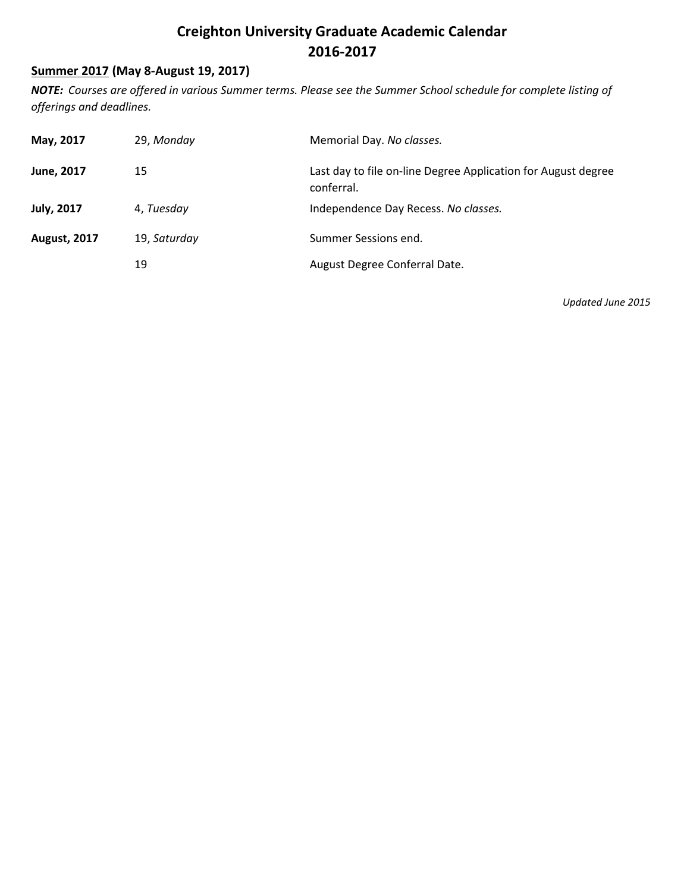# Creighton University Graduate Academic Calendar
# 2016-2017

**<u>Summer 2017</u> (May 8-August 19, 2017)**

***NOTE:*** *Courses are offered in various Summer terms. Please see the Summer School schedule for complete listing of offerings and deadlines.*

| | | |
|---|---|---|
| **May, 2017** | 29, *Monday* | Memorial Day. *No classes.* |
| **June, 2017** | 15 | Last day to file on-line Degree Application for August degree conferral. |
| **July, 2017** | 4, *Tuesday* | Independence Day Recess. *No classes.* |
| **August, 2017** | 19, *Saturday* | Summer Sessions end. |
| | 19 | August Degree Conferral Date. |

*Updated June 2015*